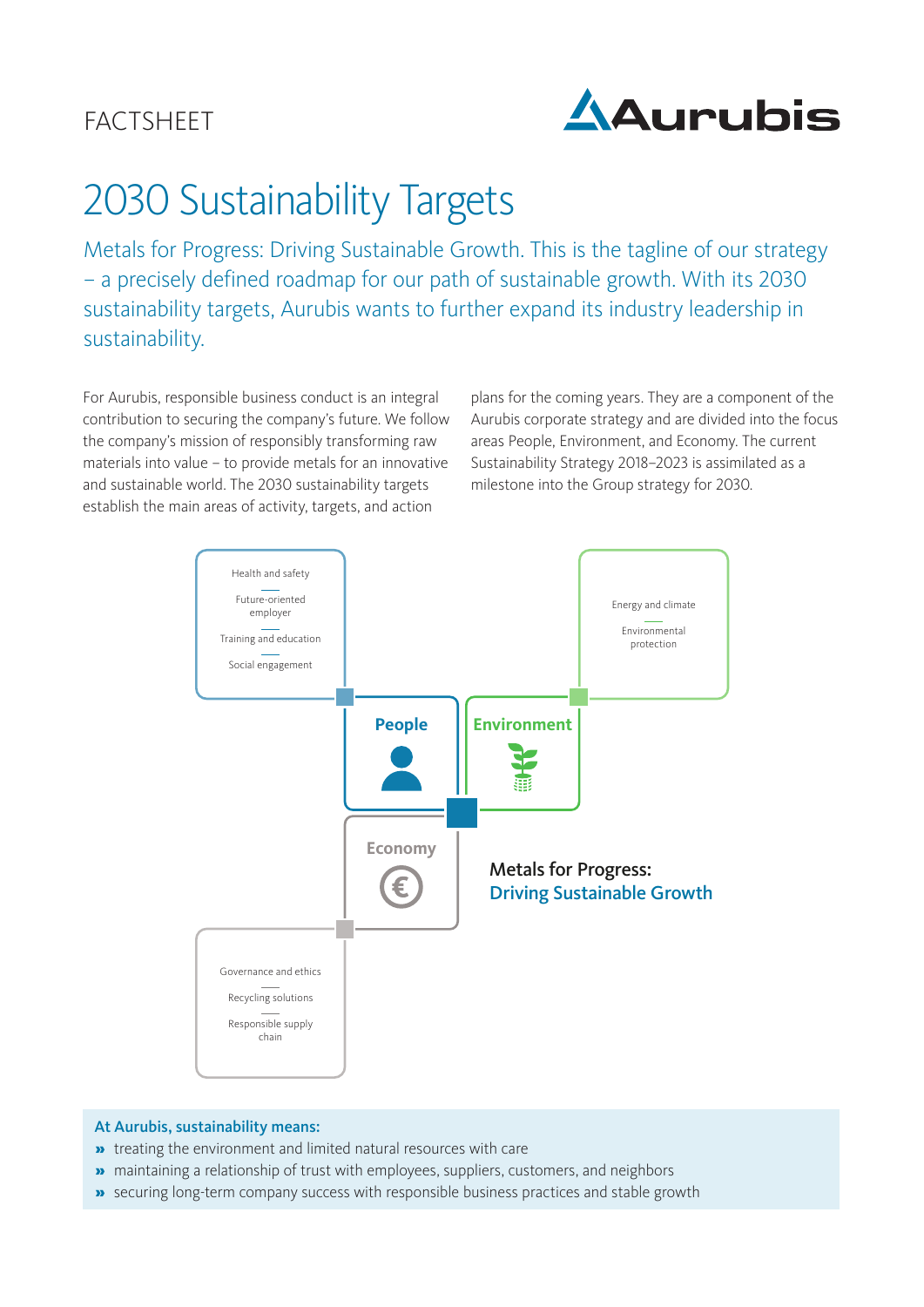FACTSHEET

# 2030 Sustainability Targets

Metals for Progress: Driving Sustainable Growth. This is the tagline of our strategy – a precisely defined roadmap for our path of sustainable growth. With its 2030 sustainability targets, Aurubis wants to further expand its industry leadership in sustainability.

For Aurubis, responsible business conduct is an integral contribution to securing the company's future. We follow the company's mission of responsibly transforming raw materials into value – to provide metals for an innovative and sustainable world. The 2030 sustainability targets establish the main areas of activity, targets, and action plans for the coming years. They are a component of the Aurubis corporate strategy and are divided into the focus areas People, Environment, and Economy. The current Sustainability Strategy 2018–2023 is assimilated as a milestone into the Group strategy for 2030.

**People**
- Health and safety
- Future-oriented employer
- Training and education
- Social engagement

**Environment**
- Energy and climate
- Environmental protection

**Economy**
- Governance and ethics
- Recycling solutions
- Responsible supply chain

**Metals for Progress: Driving Sustainable Growth**

**At Aurubis, sustainability means:**

- treating the environment and limited natural resources with care
- maintaining a relationship of trust with employees, suppliers, customers, and neighbors
- securing long-term company success with responsible business practices and stable growth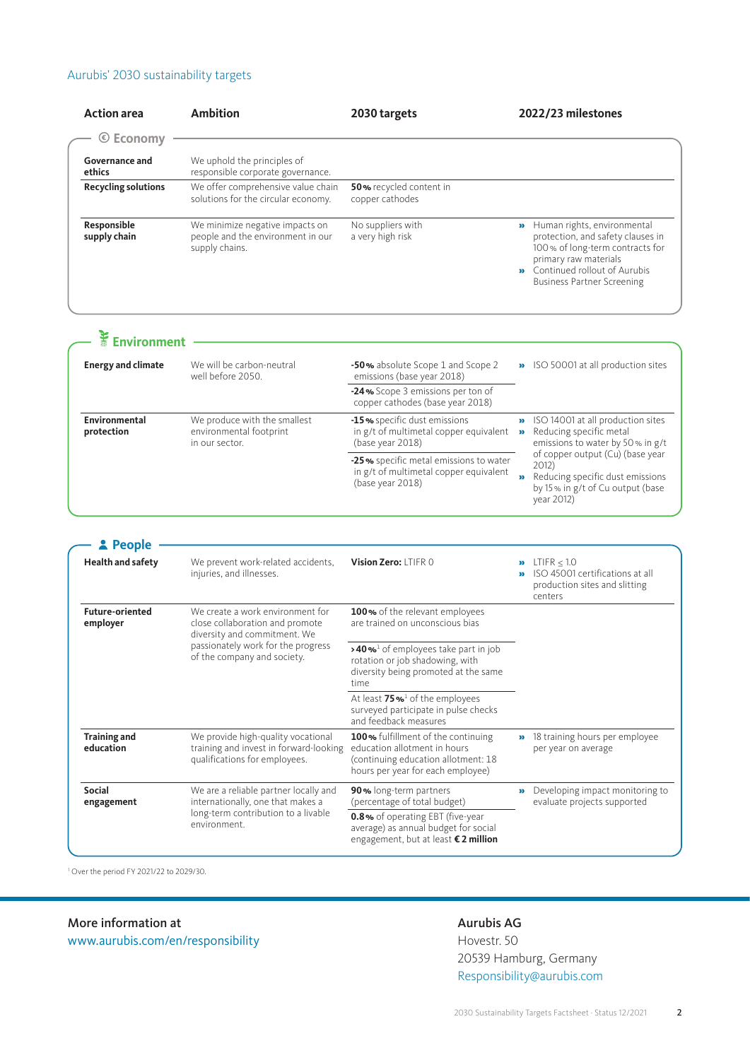## Aurubis' 2030 sustainability targets

| Action area | Ambition | 2030 targets | 2022/23 milestones |
|---|---|---|---|
| **Economy** | | | |
| **Governance and ethics** | We uphold the principles of responsible corporate governance. | | |
| **Recycling solutions** | We offer comprehensive value chain solutions for the circular economy. | **50 %** recycled content in copper cathodes | |
| **Responsible supply chain** | We minimize negative impacts on people and the environment in our supply chains. | No suppliers with a very high risk | » Human rights, environmental protection, and safety clauses in 100 % of long-term contracts for primary raw materials<br>» Continued rollout of Aurubis Business Partner Screening |
| **Environment** | | | |
| **Energy and climate** | We will be carbon-neutral well before 2050. | **-50 %** absolute Scope 1 and Scope 2 emissions (base year 2018)<br>**-24 %** Scope 3 emissions per ton of copper cathodes (base year 2018) | » ISO 50001 at all production sites |
| **Environmental protection** | We produce with the smallest environmental footprint in our sector. | **-15 %** specific dust emissions in g/t of multimetal copper equivalent (base year 2018)<br>**-25 %** specific metal emissions to water in g/t of multimetal copper equivalent (base year 2018) | » ISO 14001 at all production sites<br>» Reducing specific metal emissions to water by 50 % in g/t of copper output (Cu) (base year 2012)<br>» Reducing specific dust emissions by 15 % in g/t of Cu output (base year 2012) |
| **People** | | | |
| **Health and safety** | We prevent work-related accidents, injuries, and illnesses. | **Vision Zero:** LTIFR 0 | » LTIFR ≤ 1.0<br>» ISO 45001 certifications at all production sites and slitting centers |
| **Future-oriented employer** | We create a work environment for close collaboration and promote diversity and commitment. We passionately work for the progress of the company and society. | **100 %** of the relevant employees are trained on unconscious bias<br>**> 40 %**[1] of employees take part in job rotation or job shadowing, with diversity being promoted at the same time<br>At least **75 %**[1] of the employees surveyed participate in pulse checks and feedback measures | |
| **Training and education** | We provide high-quality vocational training and invest in forward-looking qualifications for employees. | **100 %** fulfillment of the continuing education allotment in hours (continuing education allotment: 18 hours per year for each employee) | » 18 training hours per employee per year on average |
| **Social engagement** | We are a reliable partner locally and internationally, one that makes a long-term contribution to a livable environment. | **90 %** long-term partners (percentage of total budget)<br>**0.8 %** of operating EBT (five-year average) as annual budget for social engagement, but at least **€ 2 million** | » Developing impact monitoring to evaluate projects supported |

[1] Over the period FY 2021/22 to 2029/30.

**More information at**
www.aurubis.com/en/responsibility

**Aurubis AG**
Hovestr. 50
20539 Hamburg, Germany
Responsibility@aurubis.com